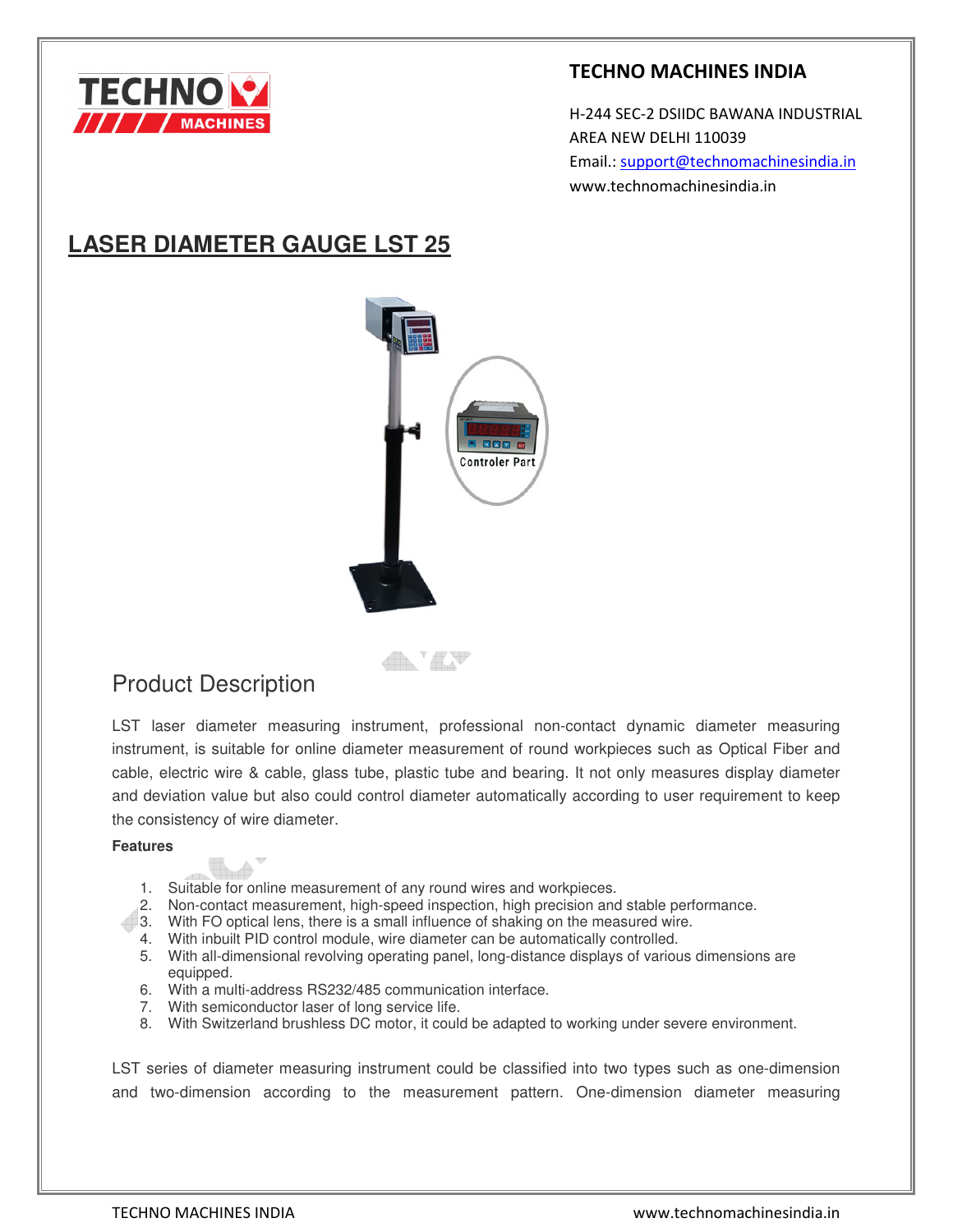**TECHNO MACHINES INDIA**

H-244 SEC-2 DSIIDC BAWANA INDUSTRIAL AREA NEW DELHI 110039
Email.: support@technomachinesindia.in
www.technomachinesindia.in

# LASER DIAMETER GAUGE LST 25

Controler Part

## Product Description

LST laser diameter measuring instrument, professional non-contact dynamic diameter measuring instrument, is suitable for online diameter measurement of round workpieces such as Optical Fiber and cable, electric wire & cable, glass tube, plastic tube and bearing. It not only measures display diameter and deviation value but also could control diameter automatically according to user requirement to keep the consistency of wire diameter.

**Features**

1. Suitable for online measurement of any round wires and workpieces.
2. Non-contact measurement, high-speed inspection, high precision and stable performance.
3. With FO optical lens, there is a small influence of shaking on the measured wire.
4. With inbuilt PID control module, wire diameter can be automatically controlled.
5. With all-dimensional revolving operating panel, long-distance displays of various dimensions are equipped.
6. With a multi-address RS232/485 communication interface.
7. With semiconductor laser of long service life.
8. With Switzerland brushless DC motor, it could be adapted to working under severe environment.

LST series of diameter measuring instrument could be classified into two types such as one-dimension and two-dimension according to the measurement pattern. One-dimension diameter measuring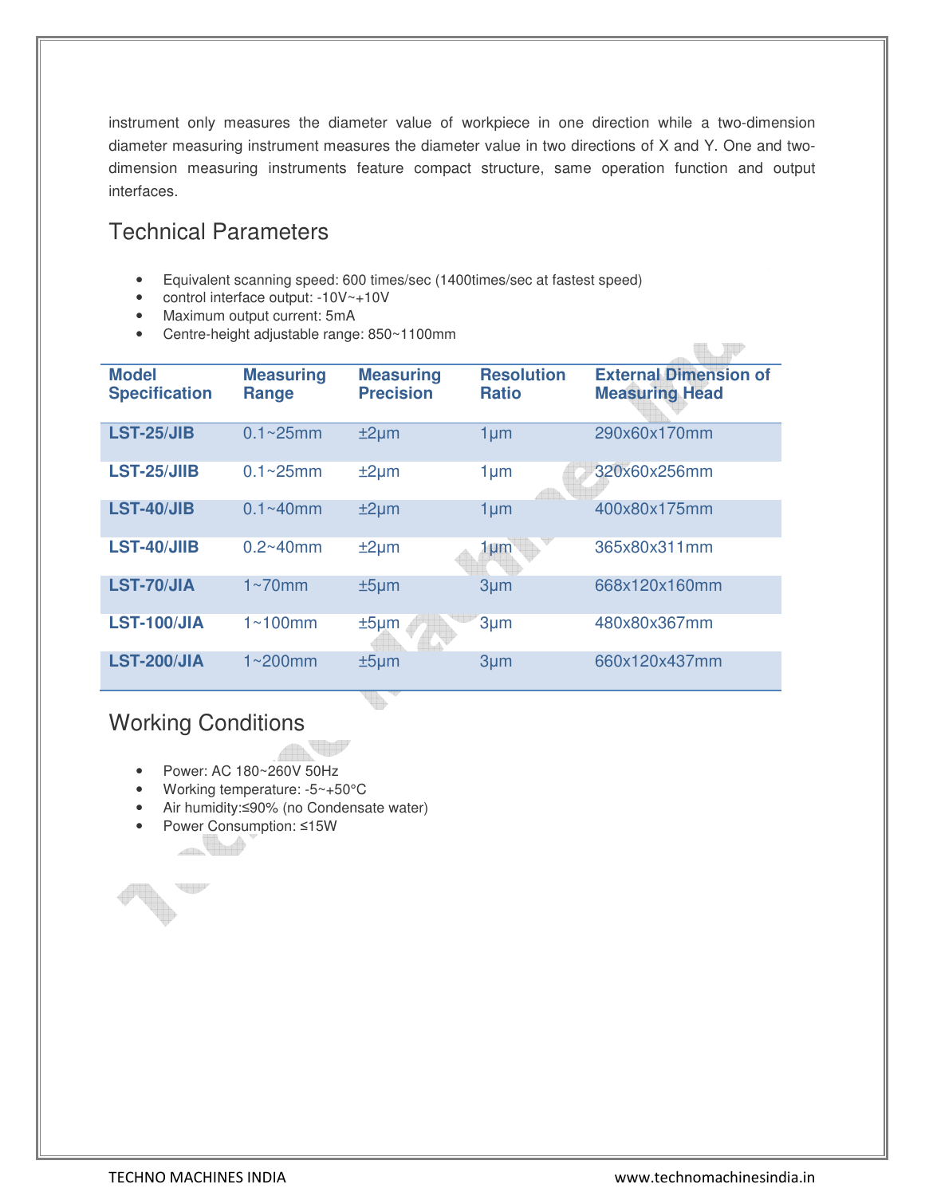instrument only measures the diameter value of workpiece in one direction while a two-dimension diameter measuring instrument measures the diameter value in two directions of X and Y. One and two-dimension measuring instruments feature compact structure, same operation function and output interfaces.

## Technical Parameters

- Equivalent scanning speed: 600 times/sec (1400times/sec at fastest speed)
- control interface output: -10V~+10V
- Maximum output current: 5mA
- Centre-height adjustable range: 850~1100mm

| Model Specification | Measuring Range | Measuring Precision | Resolution Ratio | External Dimension of Measuring Head |
|---|---|---|---|---|
| **LST-25/JIB** | 0.1~25mm | ±2μm | 1μm | 290x60x170mm |
| **LST-25/JIIB** | 0.1~25mm | ±2μm | 1μm | 320x60x256mm |
| **LST-40/JIB** | 0.1~40mm | ±2μm | 1μm | 400x80x175mm |
| **LST-40/JIIB** | 0.2~40mm | ±2μm | 1μm | 365x80x311mm |
| **LST-70/JIA** | 1~70mm | ±5μm | 3μm | 668x120x160mm |
| **LST-100/JIA** | 1~100mm | ±5μm | 3μm | 480x80x367mm |
| **LST-200/JIA** | 1~200mm | ±5μm | 3μm | 660x120x437mm |

## Working Conditions

- Power: AC 180~260V 50Hz
- Working temperature: -5~+50°C
- Air humidity:≤90% (no Condensate water)
- Power Consumption: ≤15W